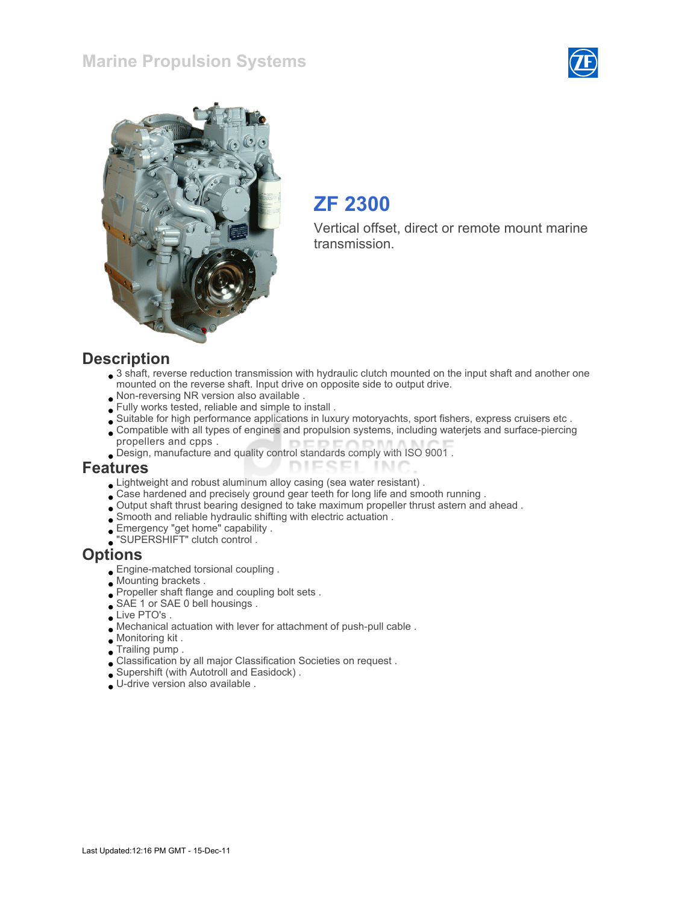# Marine Propulsion Systems

## ZF 2300

Vertical offset, direct or remote mount marine transmission.

## Description

- 3 shaft, reverse reduction transmission with hydraulic clutch mounted on the input shaft and another one mounted on the reverse shaft. Input drive on opposite side to output drive.
- Non-reversing NR version also available .
- Fully works tested, reliable and simple to install .
- Suitable for high performance applications in luxury motoryachts, sport fishers, express cruisers etc .
- Compatible with all types of engines and propulsion systems, including waterjets and surface-piercing propellers and cpps .
- Design, manufacture and quality control standards comply with ISO 9001 .

## Features

- Lightweight and robust aluminum alloy casing (sea water resistant) .
- Case hardened and precisely ground gear teeth for long life and smooth running .
- Output shaft thrust bearing designed to take maximum propeller thrust astern and ahead .
- Smooth and reliable hydraulic shifting with electric actuation .
- Emergency "get home" capability .
- "SUPERSHIFT" clutch control .

## Options

- Engine-matched torsional coupling .
- Mounting brackets .
- Propeller shaft flange and coupling bolt sets .
- SAE 1 or SAE 0 bell housings .
- Live PTO's .
- Mechanical actuation with lever for attachment of push-pull cable .
- Monitoring kit .
- Trailing pump .
- Classification by all major Classification Societies on request .
- Supershift (with Autotroll and Easidock) .
- U-drive version also available .

Last Updated:12:16 PM GMT - 15-Dec-11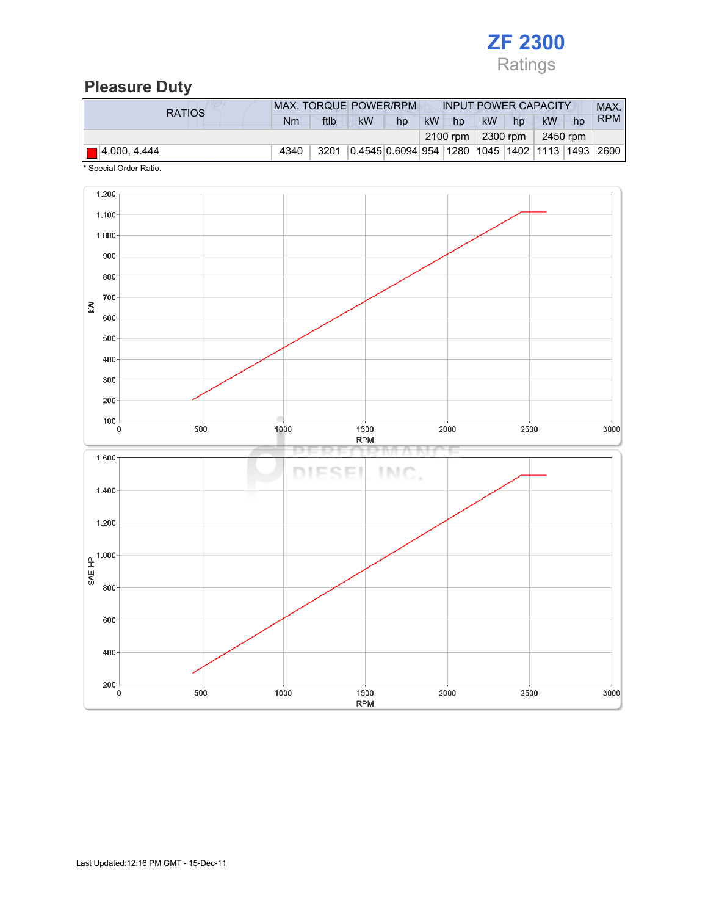# ZF 2300

Ratings

## Pleasure Duty

| RATIOS | MAX. TORQUE | | POWER/RPM | | INPUT POWER CAPACITY | | | | | | MAX. RPM |
|---|---|---|---|---|---|---|---|---|---|---|---|
| | Nm | ftlb | kW | hp | kW | hp | kW | hp | kW | hp | |
| | | | | | 2100 rpm | | 2300 rpm | | 2450 rpm | | |
| 4.000, 4.444 | 4340 | 3201 | 0.4545 | 0.6094 | 954 | 1280 | 1045 | 1402 | 1113 | 1493 | 2600 |

* Special Order Ratio.

Last Updated:12:16 PM GMT - 15-Dec-11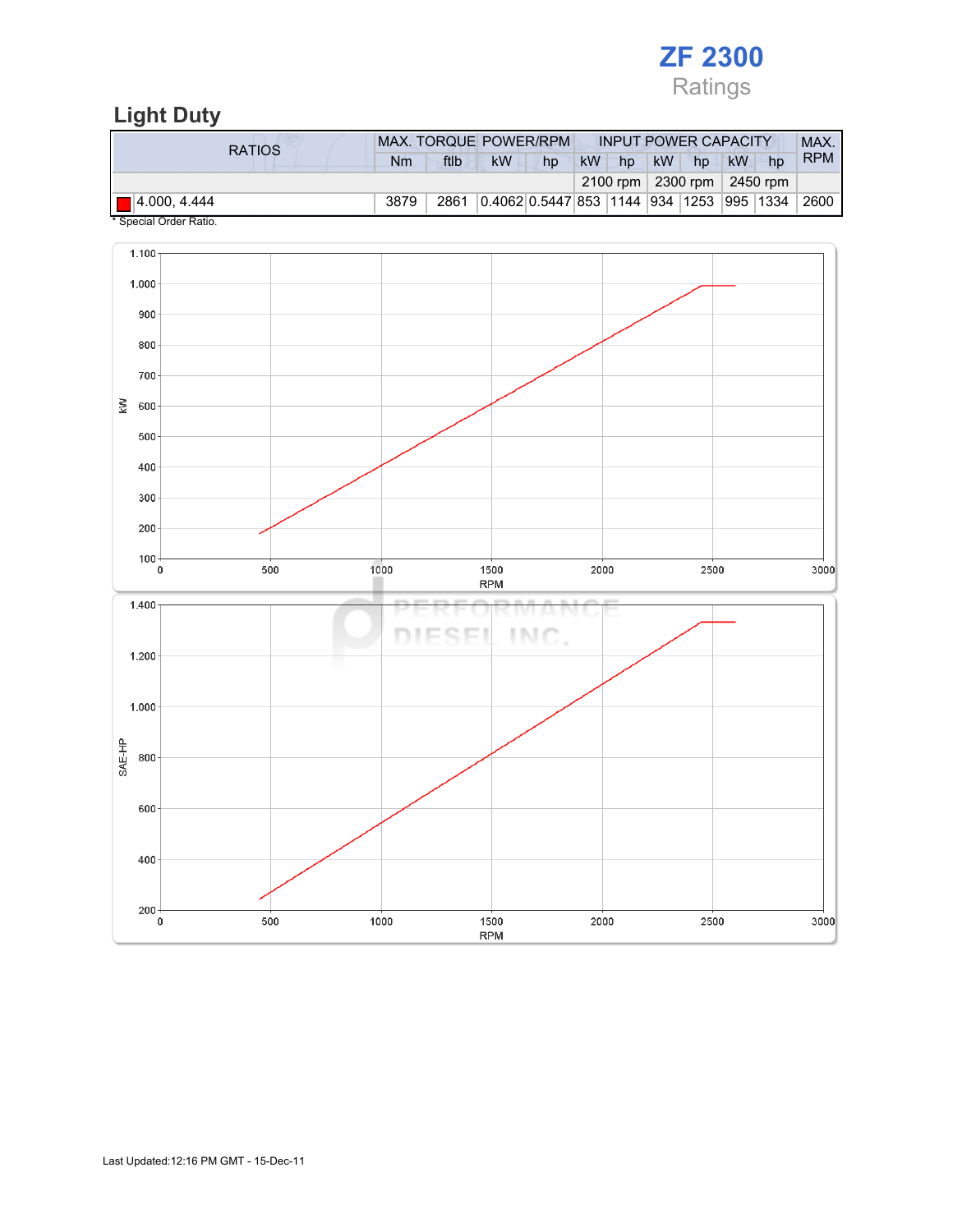# ZF 2300

Ratings

## Light Duty

| RATIOS | MAX. TORQUE | | POWER/RPM | | INPUT POWER CAPACITY | | | | | | MAX. RPM |
|---|---|---|---|---|---|---|---|---|---|---|---|
| | Nm | ftlb | kW | hp | kW | hp | kW | hp | kW | hp | |
| | | | | | 2100 rpm | | 2300 rpm | | 2450 rpm | | |
| 4.000, 4.444 | 3879 | 2861 | 0.4062 | 0.5447 | 853 | 1144 | 934 | 1253 | 995 | 1334 | 2600 |

* Special Order Ratio.

Last Updated:12:16 PM GMT - 15-Dec-11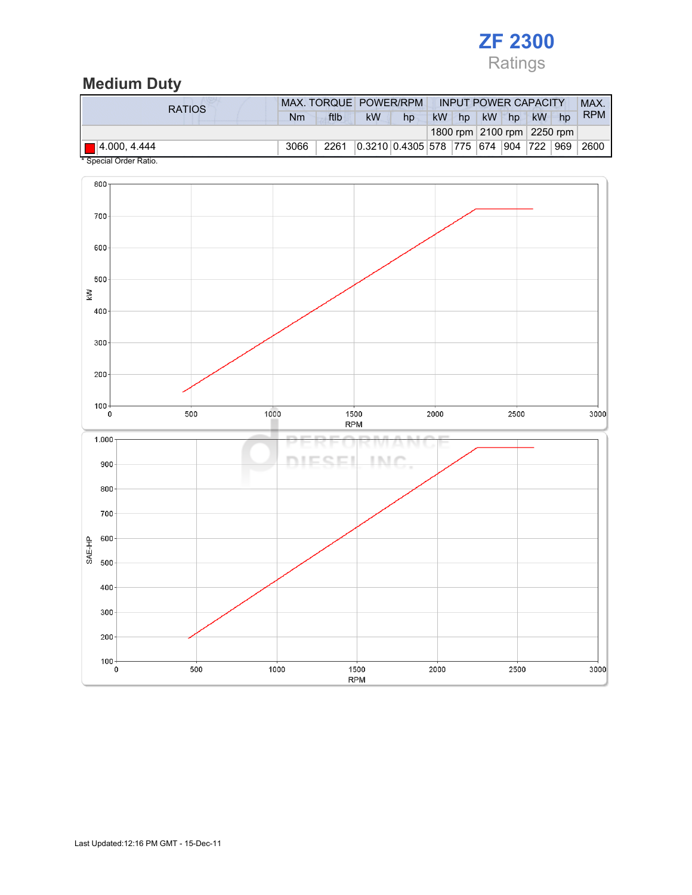# ZF 2300

Ratings

## Medium Duty

| RATIOS | MAX. TORQUE | | POWER/RPM | | INPUT POWER CAPACITY | | | | | | MAX. RPM |
|---|---|---|---|---|---|---|---|---|---|---|---|
| | Nm | ftlb | kW | hp | kW | hp | kW | hp | kW | hp | |
| | | | | | 1800 rpm | | 2100 rpm | | 2250 rpm | | |
| 4.000, 4.444 | 3066 | 2261 | 0.3210 | 0.4305 | 578 | 775 | 674 | 904 | 722 | 969 | 2600 |

* Special Order Ratio.

Last Updated:12:16 PM GMT - 15-Dec-11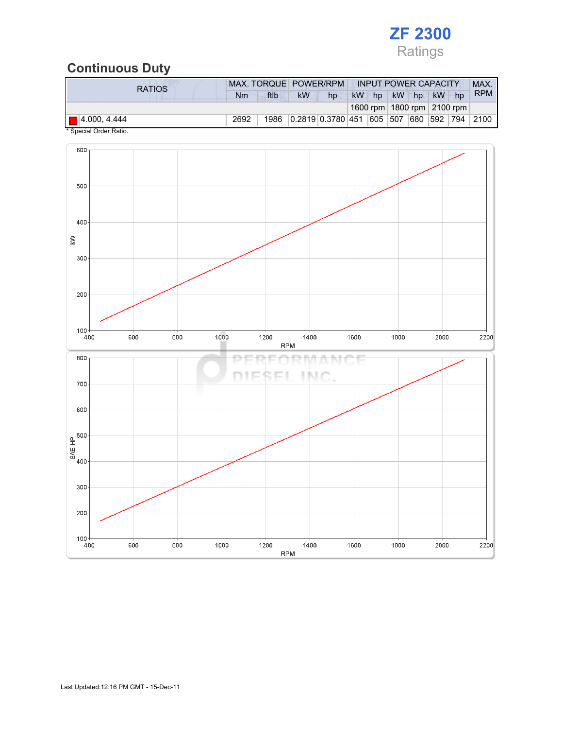# ZF 2300

Ratings

## Continuous Duty

| RATIOS | MAX. TORQUE | | POWER/RPM | | INPUT POWER CAPACITY | | | | | | MAX. RPM |
|---|---|---|---|---|---|---|---|---|---|---|---|
| | Nm | ftlb | kW | hp | kW | hp | kW | hp | kW | hp | |
| | | | | | 1600 rpm | | 1800 rpm | | 2100 rpm | | |
| 4.000, 4.444 | 2692 | 1986 | 0.2819 | 0.3780 | 451 | 605 | 507 | 680 | 592 | 794 | 2100 |

\* Special Order Ratio.

Last Updated:12:16 PM GMT - 15-Dec-11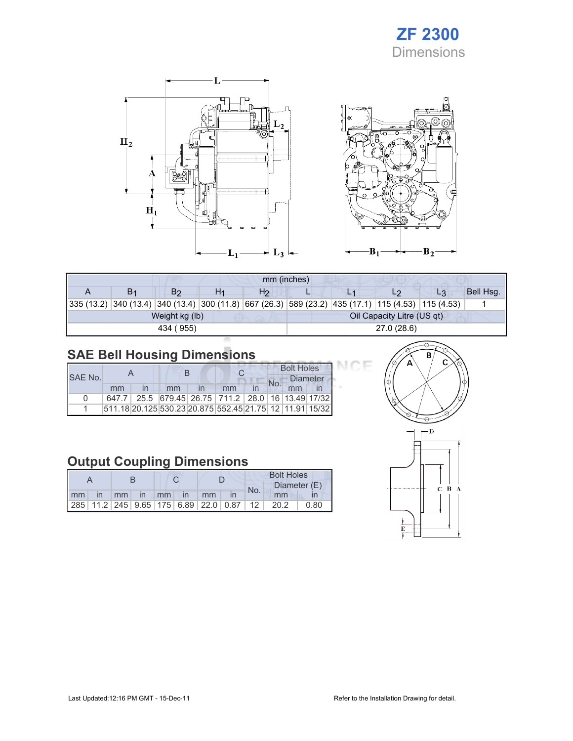# ZF 2300
## Dimensions

| mm (inches) | | | | | | | | | |
|---|---|---|---|---|---|---|---|---|---|
| A | $B_1$ | $B_2$ | $H_1$ | $H_2$ | L | $L_1$ | $L_2$ | $L_3$ | Bell Hsg. |
| 335 (13.2) | 340 (13.4) | 340 (13.4) | 300 (11.8) | 667 (26.3) | 589 (23.2) | 435 (17.1) | 115 (4.53) | 115 (4.53) | 1 |

| Weight kg (lb) | Oil Capacity Litre (US qt) |
|---|---|
| 434 ( 955) | 27.0 (28.6) |

## SAE Bell Housing Dimensions

| SAE No. | A | | B | | C | | Bolt Holes | | |
|---|---|---|---|---|---|---|---|---|---|
| | | | | | | | No. | Diameter | |
| | mm | in | mm | in | mm | in | | mm | in |
| 0 | 647.7 | 25.5 | 679.45 | 26.75 | 711.2 | 28.0 | 16 | 13.49 | 17/32 |
| 1 | 511.18 | 20.125 | 530.23 | 20.875 | 552.45 | 21.75 | 12 | 11.91 | 15/32 |

## Output Coupling Dimensions

| A | | B | | C | | D | | Bolt Holes | | |
|---|---|---|---|---|---|---|---|---|---|---|
| | | | | | | | | No. | Diameter (E) | |
| mm | in | mm | in | mm | in | mm | in | | mm | in |
| 285 | 11.2 | 245 | 9.65 | 175 | 6.89 | 22.0 | 0.87 | 12 | 20.2 | 0.80 |

Last Updated:12:16 PM GMT - 15-Dec-11

Refer to the Installation Drawing for detail.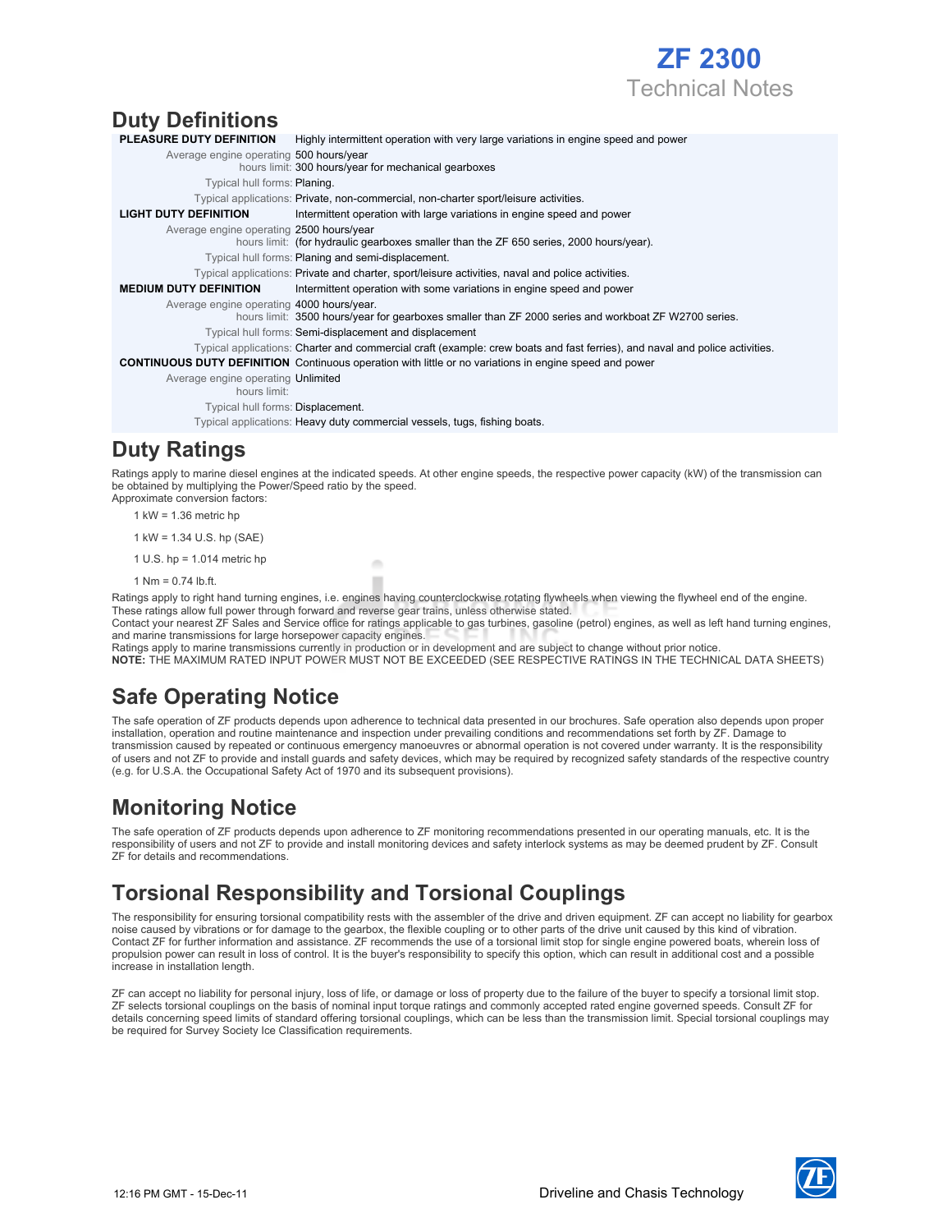# ZF 2300

## Technical Notes

## Duty Definitions

| | |
|---|---|
| **PLEASURE DUTY DEFINITION** | Highly intermittent operation with very large variations in engine speed and power |
| Average engine operating hours limit: | 500 hours/year<br>300 hours/year for mechanical gearboxes |
| Typical hull forms: | Planing. |
| Typical applications: | Private, non-commercial, non-charter sport/leisure activities. |
| **LIGHT DUTY DEFINITION** | Intermittent operation with large variations in engine speed and power |
| Average engine operating hours limit: | 2500 hours/year<br>(for hydraulic gearboxes smaller than the ZF 650 series, 2000 hours/year). |
| Typical hull forms: | Planing and semi-displacement. |
| Typical applications: | Private and charter, sport/leisure activities, naval and police activities. |
| **MEDIUM DUTY DEFINITION** | Intermittent operation with some variations in engine speed and power |
| Average engine operating hours limit: | 4000 hours/year.<br>3500 hours/year for gearboxes smaller than ZF 2000 series and workboat ZF W2700 series. |
| Typical hull forms: | Semi-displacement and displacement |
| Typical applications: | Charter and commercial craft (example: crew boats and fast ferries), and naval and police activities. |
| **CONTINUOUS DUTY DEFINITION** | Continuous operation with little or no variations in engine speed and power |
| Average engine operating hours limit: | Unlimited |
| Typical hull forms: | Displacement. |
| Typical applications: | Heavy duty commercial vessels, tugs, fishing boats. |

## Duty Ratings

Ratings apply to marine diesel engines at the indicated speeds. At other engine speeds, the respective power capacity (kW) of the transmission can be obtained by multiplying the Power/Speed ratio by the speed.
Approximate conversion factors:

1 kW = 1.36 metric hp

1 kW = 1.34 U.S. hp (SAE)

1 U.S. hp = 1.014 metric hp

1 Nm = 0.74 lb.ft.

Ratings apply to right hand turning engines, i.e. engines having counterclockwise rotating flywheels when viewing the flywheel end of the engine. These ratings allow full power through forward and reverse gear trains, unless otherwise stated.
Contact your nearest ZF Sales and Service office for ratings applicable to gas turbines, gasoline (petrol) engines, as well as left hand turning engines, and marine transmissions for large horsepower capacity engines.
Ratings apply to marine transmissions currently in production or in development and are subject to change without prior notice.
**NOTE:** THE MAXIMUM RATED INPUT POWER MUST NOT BE EXCEEDED (SEE RESPECTIVE RATINGS IN THE TECHNICAL DATA SHEETS)

## Safe Operating Notice

The safe operation of ZF products depends upon adherence to technical data presented in our brochures. Safe operation also depends upon proper installation, operation and routine maintenance and inspection under prevailing conditions and recommendations set forth by ZF. Damage to transmission caused by repeated or continuous emergency manoeuvres or abnormal operation is not covered under warranty. It is the responsibility of users and not ZF to provide and install guards and safety devices, which may be required by recognized safety standards of the respective country (e.g. for U.S.A. the Occupational Safety Act of 1970 and its subsequent provisions).

## Monitoring Notice

The safe operation of ZF products depends upon adherence to ZF monitoring recommendations presented in our operating manuals, etc. It is the responsibility of users and not ZF to provide and install monitoring devices and safety interlock systems as may be deemed prudent by ZF. Consult ZF for details and recommendations.

## Torsional Responsibility and Torsional Couplings

The responsibility for ensuring torsional compatibility rests with the assembler of the drive and driven equipment. ZF can accept no liability for gearbox noise caused by vibrations or for damage to the gearbox, the flexible coupling or to other parts of the drive unit caused by this kind of vibration. Contact ZF for further information and assistance. ZF recommends the use of a torsional limit stop for single engine powered boats, wherein loss of propulsion power can result in loss of control. It is the buyer's responsibility to specify this option, which can result in additional cost and a possible increase in installation length.

ZF can accept no liability for personal injury, loss of life, or damage or loss of property due to the failure of the buyer to specify a torsional limit stop. ZF selects torsional couplings on the basis of nominal input torque ratings and commonly accepted rated engine governed speeds. Consult ZF for details concerning speed limits of standard offering torsional couplings, which can be less than the transmission limit. Special torsional couplings may be required for Survey Society Ice Classification requirements.